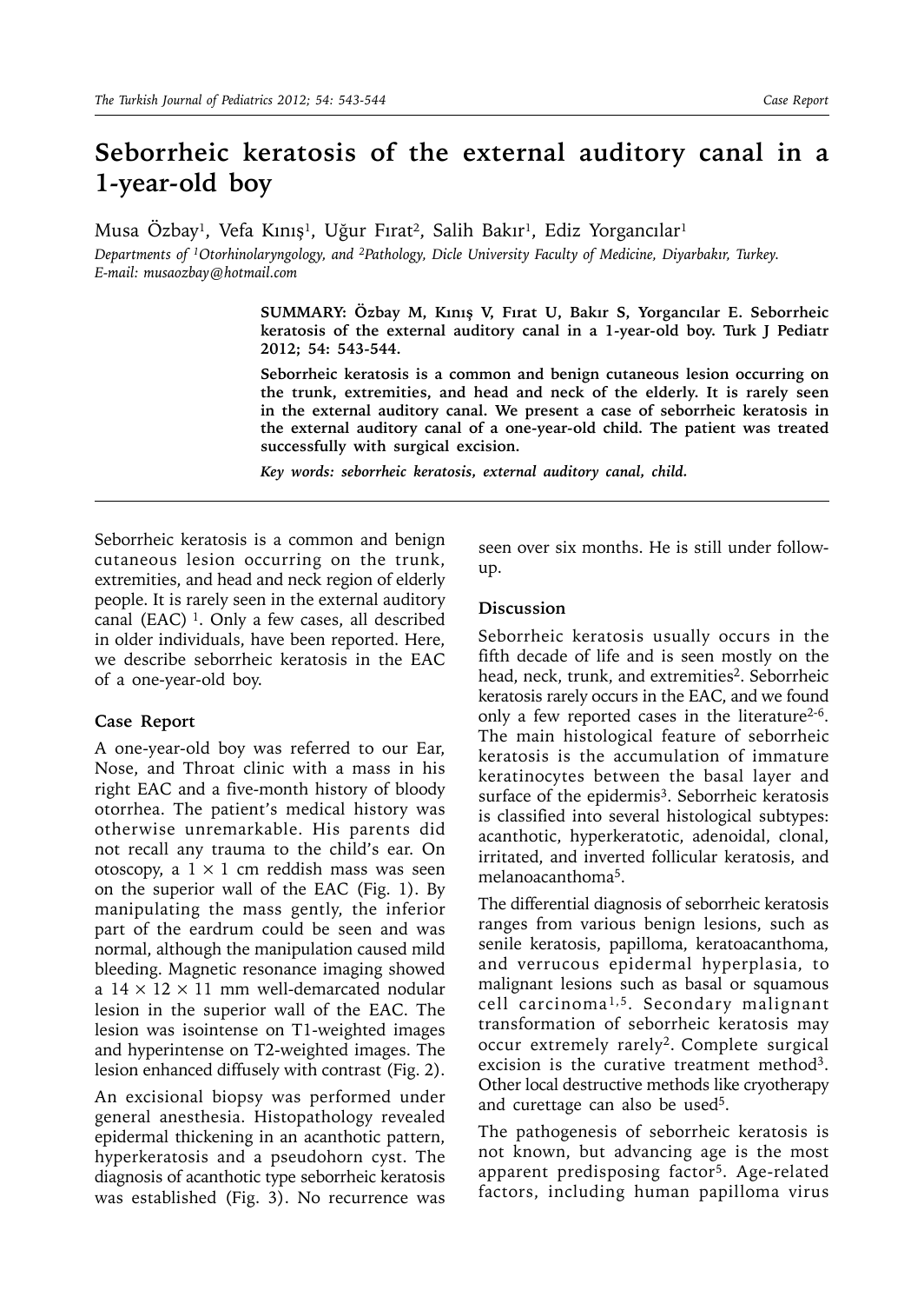# Seborrheic keratosis of the external auditory canal in a 1-year-old boy

Musa Özbay[1], Vefa Kınış[1], Uğur Fırat[2], Salih Bakır[1], Ediz Yorgancılar[1]

*Departments of [1]Otorhinolaryngology, and [2]Pathology, Dicle University Faculty of Medicine, Diyarbakır, Turkey. E-mail: musaozbay@hotmail.com*

**SUMMARY: Özbay M, Kınış V, Fırat U, Bakır S, Yorgancılar E. Seborrheic keratosis of the external auditory canal in a 1-year-old boy. Turk J Pediatr 2012; 54: 543-544.**

**Seborrheic keratosis is a common and benign cutaneous lesion occurring on the trunk, extremities, and head and neck of the elderly. It is rarely seen in the external auditory canal. We present a case of seborrheic keratosis in the external auditory canal of a one-year-old child. The patient was treated successfully with surgical excision.**

***Key words: seborrheic keratosis, external auditory canal, child.***

---

Seborrheic keratosis is a common and benign cutaneous lesion occurring on the trunk, extremities, and head and neck region of elderly people. It is rarely seen in the external auditory canal (EAC) [1]. Only a few cases, all described in older individuals, have been reported. Here, we describe seborrheic keratosis in the EAC of a one-year-old boy.

## Case Report

A one-year-old boy was referred to our Ear, Nose, and Throat clinic with a mass in his right EAC and a five-month history of bloody otorrhea. The patient's medical history was otherwise unremarkable. His parents did not recall any trauma to the child's ear. On otoscopy, a $1 \times 1$ cm reddish mass was seen on the superior wall of the EAC (Fig. 1). By manipulating the mass gently, the inferior part of the eardrum could be seen and was normal, although the manipulation caused mild bleeding. Magnetic resonance imaging showed a $14 \times 12 \times 11$ mm well-demarcated nodular lesion in the superior wall of the EAC. The lesion was isointense on T1-weighted images and hyperintense on T2-weighted images. The lesion enhanced diffusely with contrast (Fig. 2).

An excisional biopsy was performed under general anesthesia. Histopathology revealed epidermal thickening in an acanthotic pattern, hyperkeratosis and a pseudohorn cyst. The diagnosis of acanthotic type seborrheic keratosis was established (Fig. 3). No recurrence was seen over six months. He is still under follow-up.

## Discussion

Seborrheic keratosis usually occurs in the fifth decade of life and is seen mostly on the head, neck, trunk, and extremities[2]. Seborrheic keratosis rarely occurs in the EAC, and we found only a few reported cases in the literature[2-6]. The main histological feature of seborrheic keratosis is the accumulation of immature keratinocytes between the basal layer and surface of the epidermis[3]. Seborrheic keratosis is classified into several histological subtypes: acanthotic, hyperkeratotic, adenoidal, clonal, irritated, and inverted follicular keratosis, and melanoacanthoma[5].

The differential diagnosis of seborrheic keratosis ranges from various benign lesions, such as senile keratosis, papilloma, keratoacanthoma, and verrucous epidermal hyperplasia, to malignant lesions such as basal or squamous cell carcinoma[1,5]. Secondary malignant transformation of seborrheic keratosis may occur extremely rarely[2]. Complete surgical excision is the curative treatment method[3]. Other local destructive methods like cryotherapy and curettage can also be used[5].

The pathogenesis of seborrheic keratosis is not known, but advancing age is the most apparent predisposing factor[5]. Age-related factors, including human papilloma virus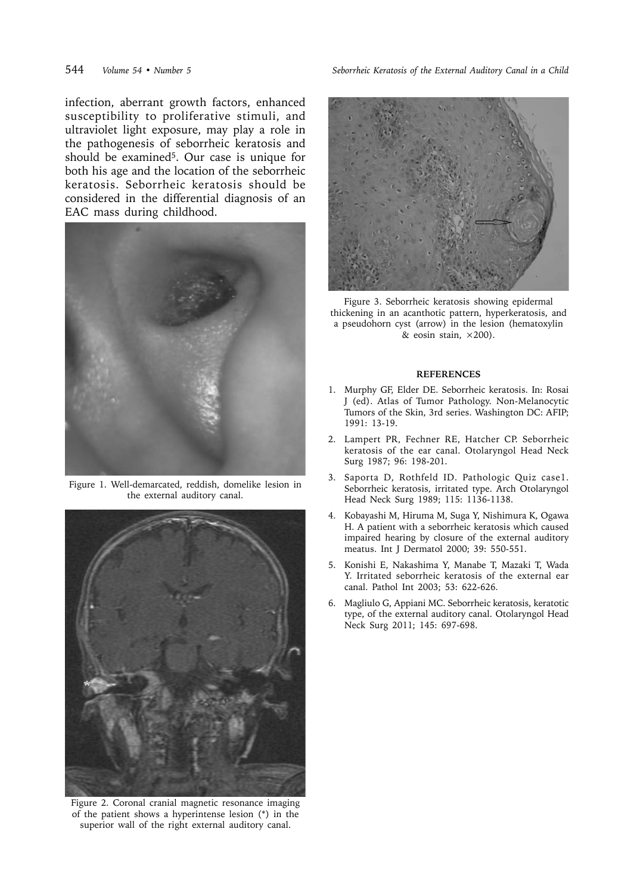infection, aberrant growth factors, enhanced susceptibility to proliferative stimuli, and ultraviolet light exposure, may play a role in the pathogenesis of seborrheic keratosis and should be examined[5]. Our case is unique for both his age and the location of the seborrheic keratosis. Seborrheic keratosis should be considered in the differential diagnosis of an EAC mass during childhood.

Figure 1. Well-demarcated, reddish, domelike lesion in the external auditory canal.

Figure 2. Coronal cranial magnetic resonance imaging of the patient shows a hyperintense lesion (*) in the superior wall of the right external auditory canal.

Figure 3. Seborrheic keratosis showing epidermal thickening in an acanthotic pattern, hyperkeratosis, and a pseudohorn cyst (arrow) in the lesion (hematoxylin & eosin stain, ×200).

## REFERENCES

1. Murphy GF, Elder DE. Seborrheic keratosis. In: Rosai J (ed). Atlas of Tumor Pathology. Non-Melanocytic Tumors of the Skin, 3rd series. Washington DC: AFIP; 1991: 13-19.
2. Lampert PR, Fechner RE, Hatcher CP. Seborrheic keratosis of the ear canal. Otolaryngol Head Neck Surg 1987; 96: 198-201.
3. Saporta D, Rothfeld ID. Pathologic Quiz case1. Seborrheic keratosis, irritated type. Arch Otolaryngol Head Neck Surg 1989; 115: 1136-1138.
4. Kobayashi M, Hiruma M, Suga Y, Nishimura K, Ogawa H. A patient with a seborrheic keratosis which caused impaired hearing by closure of the external auditory meatus. Int J Dermatol 2000; 39: 550-551.
5. Konishi E, Nakashima Y, Manabe T, Mazaki T, Wada Y. Irritated seborrheic keratosis of the external ear canal. Pathol Int 2003; 53: 622-626.
6. Magliulo G, Appiani MC. Seborrheic keratosis, keratotic type, of the external auditory canal. Otolaryngol Head Neck Surg 2011; 145: 697-698.